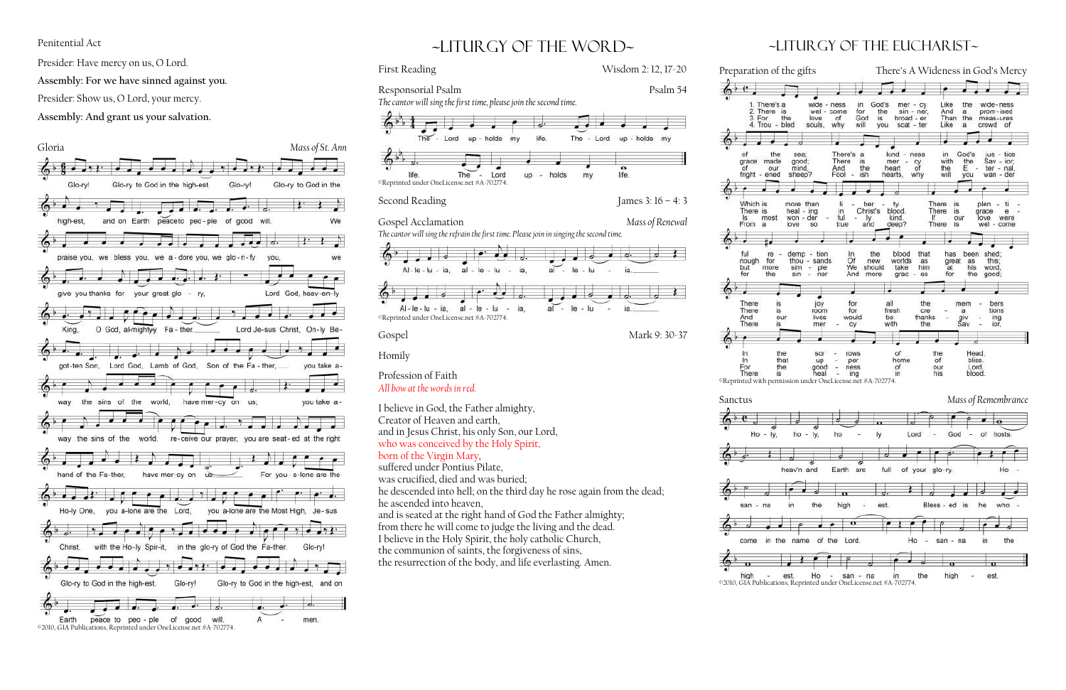Penitential Act

Presider: Have mercy on us, O Lord.

**Assembly: For we have sinned against you.**

Presider: Show us, O Lord, your mercy.

**Assembly: And grant us your salvation.**

Gloria *Mass of St. Ann*

Glo-ry! Glo-ry to God in the high-est. Glo-ry! Glo-ry to God in the high-est, and on Earth peace to peo-ple of good will. We praise you, we bless you, we a-dore you, we glo-ri-fy you, we give you thanks for your great glo-ry, Lord God, heav-en-ly King, O God, al-mighty Fa-ther. Lord Je-sus Christ, On-ly Be-got-ten Son, Lord God, Lamb of God, Son of the Fa-ther, you take a-way the sins of the world, have mer-cy on us; you take a-way the sins of the world, re-ceive our prayer; you are seat-ed at the right hand of the Fa-ther, have mer-cy on us. For you a-lone are the Ho-ly One, you a-lone are the Lord, you a-lone are the Most High, Je-sus Christ, with the Ho-ly Spir-it, in the glo-ry of God the Fa-ther. Glo-ry! Glo-ry to God in the high-est. Glo-ry! Glo-ry to God in the high-est, and on Earth peace to peo-ple of good will. A-men.

©2010, GIA Publications, Reprinted under OneLicense.net #A-702774.

## ~LITURGY OF THE WORD~

First Reading Wisdom 2: 12, 17-20

Responsorial Psalm Psalm 54

*The cantor will sing the first time, please join the second time.*

The Lord up-holds my life. The Lord up-holds my life. The Lord up-holds my life.

©Reprinted under OneLicense.net #A-702774.

Second Reading James 3: 16 – 4: 3

Gospel Acclamation *Mass of Renewal*

*The cantor will sing the refrain the first time. Please join in singing the second time.*

Al-le-lu-ia, al-le-lu-ia, al-le-lu-ia. Al-le-lu-ia, al-le-lu-ia, al-le-lu-ia.

©Reprinted under OneLicense.net #A-702774.

Gospel Mark 9: 30-37

Homily

Profession of Faith

*All bow at the words in red.*

I believe in God, the Father almighty,
Creator of Heaven and earth,
and in Jesus Christ, his only Son, our Lord,
who was conceived by the Holy Spirit,
born of the Virgin Mary,
suffered under Pontius Pilate,
was crucified, died and was buried;
he descended into hell; on the third day he rose again from the dead;
he ascended into heaven,
and is seated at the right hand of God the Father almighty;
from there he will come to judge the living and the dead.
I believe in the Holy Spirit, the holy catholic Church,
the communion of saints, the forgiveness of sins,
the resurrection of the body, and life everlasting. Amen.

## ~LITURGY OF THE EUCHARIST~

Preparation of the gifts There's A Wideness in God's Mercy

1. There's a wide-ness in God's mer-cy Like the wide-ness of the sea; There's a kind-ness in God's jus-tice Which is more than li-ber-ty. There is plen-ti-ful re-demp-tion In the blood that has been shed; There is joy for all the mem-bers In the sor-rows of the Head.

2. There is wel-come for the sin-ner, And a prom-ised grace made good; There is mer-cy with the Sav-ior; There is heal-ing in Christ's blood. There is grace e-nough for thou-sands Of new worlds as great as this; There is room for fresh cre-a-tions In that up-per home of bliss.

3. For the love of God is broad-er Than the meas-ures of our mind; And the heart of the E-ter-nal Is most won-der-ful-ly kind. But we make this love too nar-row By false lim-its of our own; And we mag-ni-fy its strict-ness With a zeal God will not own.

4. Trou-bled souls, why will you scat-ter Like a crowd of fright-ened sheep? Fool-ish hearts, why will you wan-der From a love so true and deep? There is wel-come for the sin-ner And more grac-es for the good; There is mer-cy with the Sav-ior, There is heal-ing in his blood.

©Reprinted with permission under OneLicense.net #A-702774.

Sanctus *Mass of Remembrance*

Ho-ly, ho-ly, ho-ly Lord God of hosts. Heav'n and Earth are full of your glo-ry. Ho-san-na in the high-est. Bless-ed is he who come in the name of the Lord. Ho-san-na in the high-est. Ho-san-na in the high-est.

©2010, GIA Publications, Reprinted under OneLicense.net #A-702774.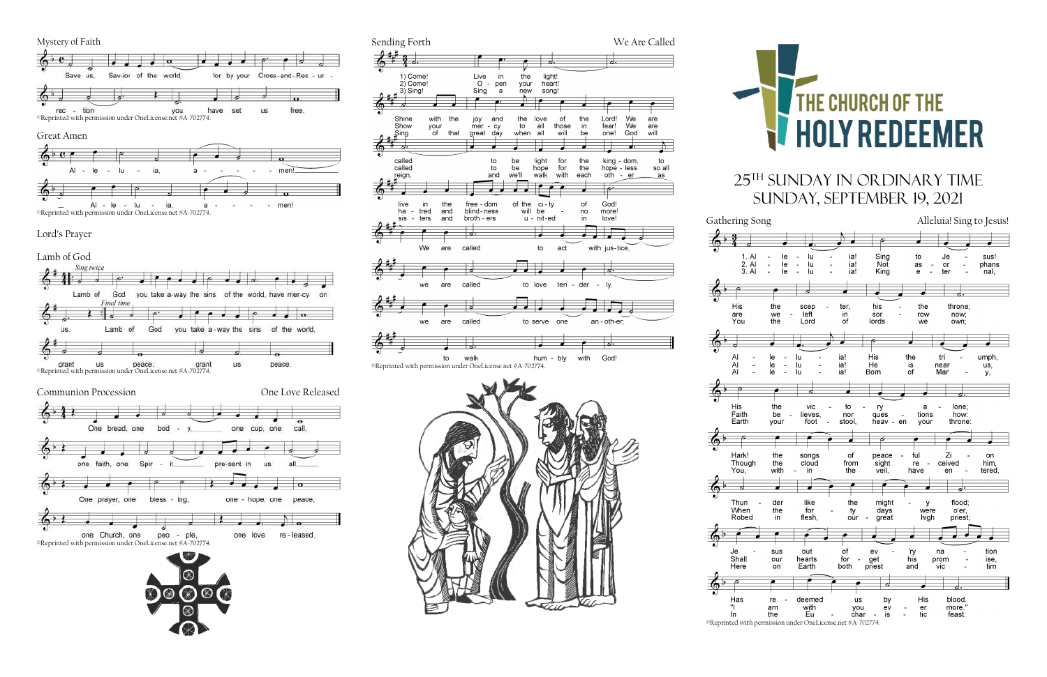## Mystery of Faith

Save us, Savior of the world, for by your Cross and Resurrection you have set us free.

©Reprinted with permission under OneLicense.net #A-702774.

## Great Amen

Alleluia, amen!

Alleluia, amen!

©Reprinted with permission under OneLicense.net #A-702774.

## Lord's Prayer

## Lamb of God

*Sing twice*

Lamb of God you take away the sins of the world, have mercy on us.

*Final time*

Lamb of God you take away the sins of the world, grant us peace, grant us peace.

©Reprinted with permission under OneLicense.net #A-702774.

## Communion Procession — One Love Released

One bread, one body, one cup, one call,
one faith, one Spirit present in us all,
One prayer, one blessing, one hope, one peace,
one Church, one people, one love released.

©Reprinted with permission under OneLicense.net #A-702774.

## Sending Forth — We Are Called

1) Come! Live in the light! Shine with the joy and the love of the Lord! We are called to be light for the kingdom, to live in the freedom of the city of God!

2) Come! Open your heart! Show your mercy to all those in fear! We are called to be hope for the hopeless so all hatred and blindness will be no more!

3) Sing! Sing a new song! Sing of that great day when all will be one! God will reign, and we'll walk with each other as sisters and brothers united in love!

We are called to act with justice,
we are called to love tenderly,
we are called to serve one another;
to walk humbly with God!

©Reprinted with permission under OneLicense.net #A-702774.

# THE CHURCH OF THE HOLY REDEEMER

# 25TH SUNDAY IN ORDINARY TIME
# SUNDAY, SEPTEMBER 19, 2021

## Gathering Song — Alleluia! Sing to Jesus!

1. Alleluia! Sing to Jesus! His the scepter, his the throne; Alleluia! His the triumph, His the victory alone; Hark! the songs of peaceful Zion Thunder like a mighty flood; Jesus out of ev'ry nation Has redeemed us by His blood.

2. Alleluia! Not as orphans are we left in sorrow now; Alleluia! He is near us, Faith believes, nor questions how: Though the cloud from sight received him, When the forty days were o'er, Shall our hearts forget his promise, "I am with you evermore."

3. Alleluia! King eternal, You the Lord of lords we own; Alleluia! Born of Mary, Earth your footstool, heaven your throne: You, within the veil, have entered, Robed in flesh, our great high priest; Here on Earth both priest and victim In the Eucharistic feast.

©Reprinted with permission under OneLicense.net #A-702774.